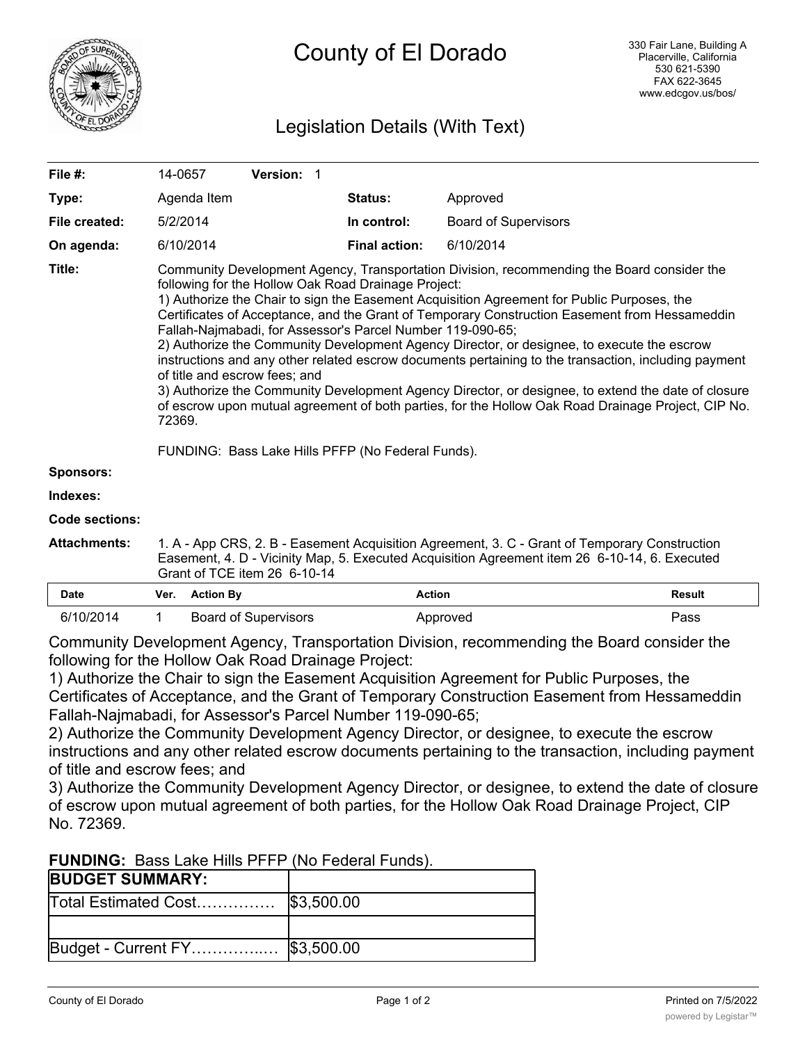# County of El Dorado

330 Fair Lane, Building A
Placerville, California
530 621-5390
FAX 622-3645
www.edcgov.us/bos/

## Legislation Details (With Text)

| | | | |
|---|---|---|---|
| **File #:** | 14-0657 **Version:** 1 | | |
| **Type:** | Agenda Item | **Status:** | Approved |
| **File created:** | 5/2/2014 | **In control:** | Board of Supervisors |
| **On agenda:** | 6/10/2014 | **Final action:** | 6/10/2014 |

**Title:** Community Development Agency, Transportation Division, recommending the Board consider the following for the Hollow Oak Road Drainage Project:
1) Authorize the Chair to sign the Easement Acquisition Agreement for Public Purposes, the Certificates of Acceptance, and the Grant of Temporary Construction Easement from Hessameddin Fallah-Najmabadi, for Assessor's Parcel Number 119-090-65;
2) Authorize the Community Development Agency Director, or designee, to execute the escrow instructions and any other related escrow documents pertaining to the transaction, including payment of title and escrow fees; and
3) Authorize the Community Development Agency Director, or designee, to extend the date of closure of escrow upon mutual agreement of both parties, for the Hollow Oak Road Drainage Project, CIP No. 72369.

FUNDING: Bass Lake Hills PFFP (No Federal Funds).

**Sponsors:**

**Indexes:**

**Code sections:**

**Attachments:** 1. A - App CRS, 2. B - Easement Acquisition Agreement, 3. C - Grant of Temporary Construction Easement, 4. D - Vicinity Map, 5. Executed Acquisition Agreement item 26 6-10-14, 6. Executed Grant of TCE item 26 6-10-14

| Date | Ver. | Action By | Action | Result |
|---|---|---|---|---|
| 6/10/2014 | 1 | Board of Supervisors | Approved | Pass |

Community Development Agency, Transportation Division, recommending the Board consider the following for the Hollow Oak Road Drainage Project:
1) Authorize the Chair to sign the Easement Acquisition Agreement for Public Purposes, the Certificates of Acceptance, and the Grant of Temporary Construction Easement from Hessameddin Fallah-Najmabadi, for Assessor's Parcel Number 119-090-65;
2) Authorize the Community Development Agency Director, or designee, to execute the escrow instructions and any other related escrow documents pertaining to the transaction, including payment of title and escrow fees; and
3) Authorize the Community Development Agency Director, or designee, to extend the date of closure of escrow upon mutual agreement of both parties, for the Hollow Oak Road Drainage Project, CIP No. 72369.

**FUNDING:** Bass Lake Hills PFFP (No Federal Funds).

| **BUDGET SUMMARY:** | |
|---|---|
| Total Estimated Cost…………… | $3,500.00 |
| | |
| Budget - Current FY……………..… | $3,500.00 |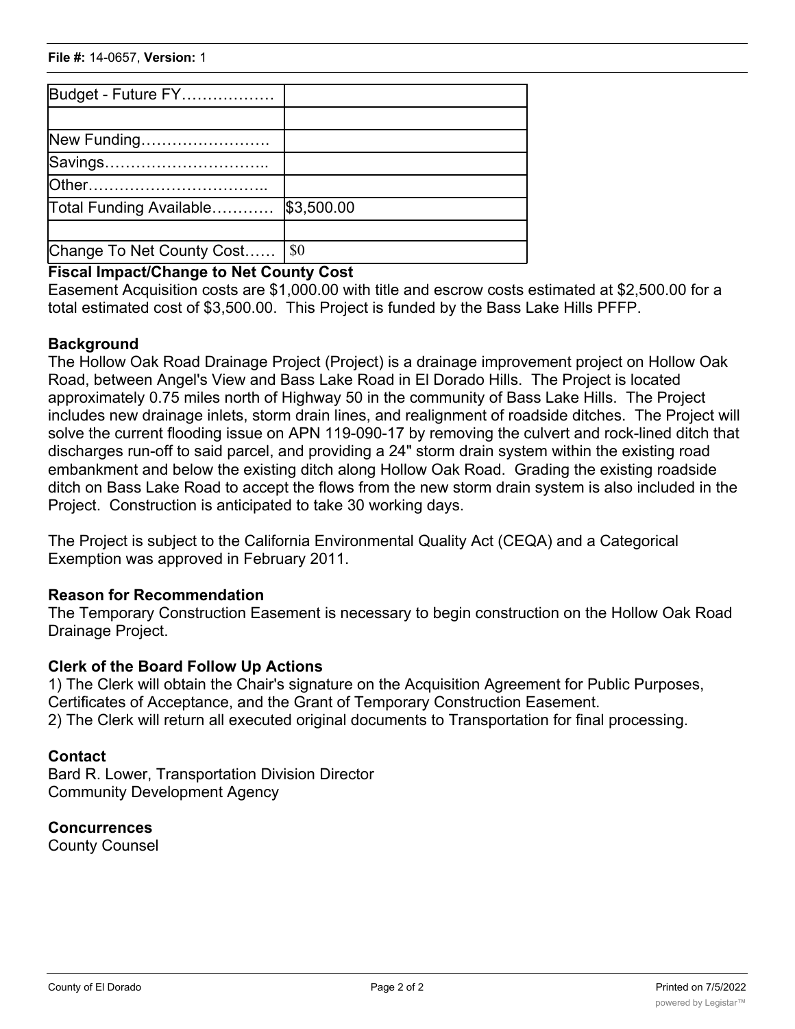| | |
|---|---|
| Budget - Future FY……………… | |
| | |
| New Funding……………………. | |
| Savings………………………….. | |
| Other…………………………….. | |
| Total Funding Available………… | $3,500.00 |
| | |
| Change To Net County Cost…… | $0 |

**Fiscal Impact/Change to Net County Cost**
Easement Acquisition costs are $1,000.00 with title and escrow costs estimated at $2,500.00 for a total estimated cost of $3,500.00. This Project is funded by the Bass Lake Hills PFFP.

**Background**
The Hollow Oak Road Drainage Project (Project) is a drainage improvement project on Hollow Oak Road, between Angel's View and Bass Lake Road in El Dorado Hills. The Project is located approximately 0.75 miles north of Highway 50 in the community of Bass Lake Hills. The Project includes new drainage inlets, storm drain lines, and realignment of roadside ditches. The Project will solve the current flooding issue on APN 119-090-17 by removing the culvert and rock-lined ditch that discharges run-off to said parcel, and providing a 24" storm drain system within the existing road embankment and below the existing ditch along Hollow Oak Road. Grading the existing roadside ditch on Bass Lake Road to accept the flows from the new storm drain system is also included in the Project. Construction is anticipated to take 30 working days.

The Project is subject to the California Environmental Quality Act (CEQA) and a Categorical Exemption was approved in February 2011.

**Reason for Recommendation**
The Temporary Construction Easement is necessary to begin construction on the Hollow Oak Road Drainage Project.

**Clerk of the Board Follow Up Actions**
1) The Clerk will obtain the Chair's signature on the Acquisition Agreement for Public Purposes, Certificates of Acceptance, and the Grant of Temporary Construction Easement.
2) The Clerk will return all executed original documents to Transportation for final processing.

**Contact**
Bard R. Lower, Transportation Division Director
Community Development Agency

**Concurrences**
County Counsel